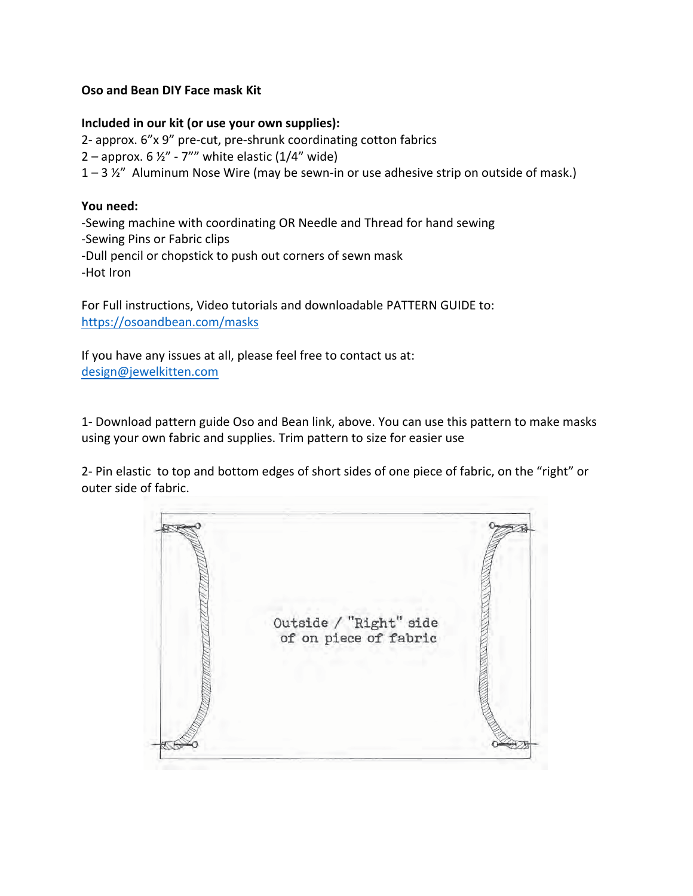**Oso and Bean DIY Face mask Kit**

**Included in our kit (or use your own supplies):**
2- approx. 6”x 9” pre-cut, pre-shrunk coordinating cotton fabrics
2 – approx. 6 ½” - 7”” white elastic (1/4” wide)
1 – 3 ½” Aluminum Nose Wire (may be sewn-in or use adhesive strip on outside of mask.)

**You need:**
-Sewing machine with coordinating OR Needle and Thread for hand sewing
-Sewing Pins or Fabric clips
-Dull pencil or chopstick to push out corners of sewn mask
-Hot Iron

For Full instructions, Video tutorials and downloadable PATTERN GUIDE to:
https://osoandbean.com/masks

If you have any issues at all, please feel free to contact us at:
design@jewelkitten.com

1- Download pattern guide Oso and Bean link, above. You can use this pattern to make masks using your own fabric and supplies. Trim pattern to size for easier use

2- Pin elastic to top and bottom edges of short sides of one piece of fabric, on the “right” or outer side of fabric.

Outside / "Right" side of on piece of fabric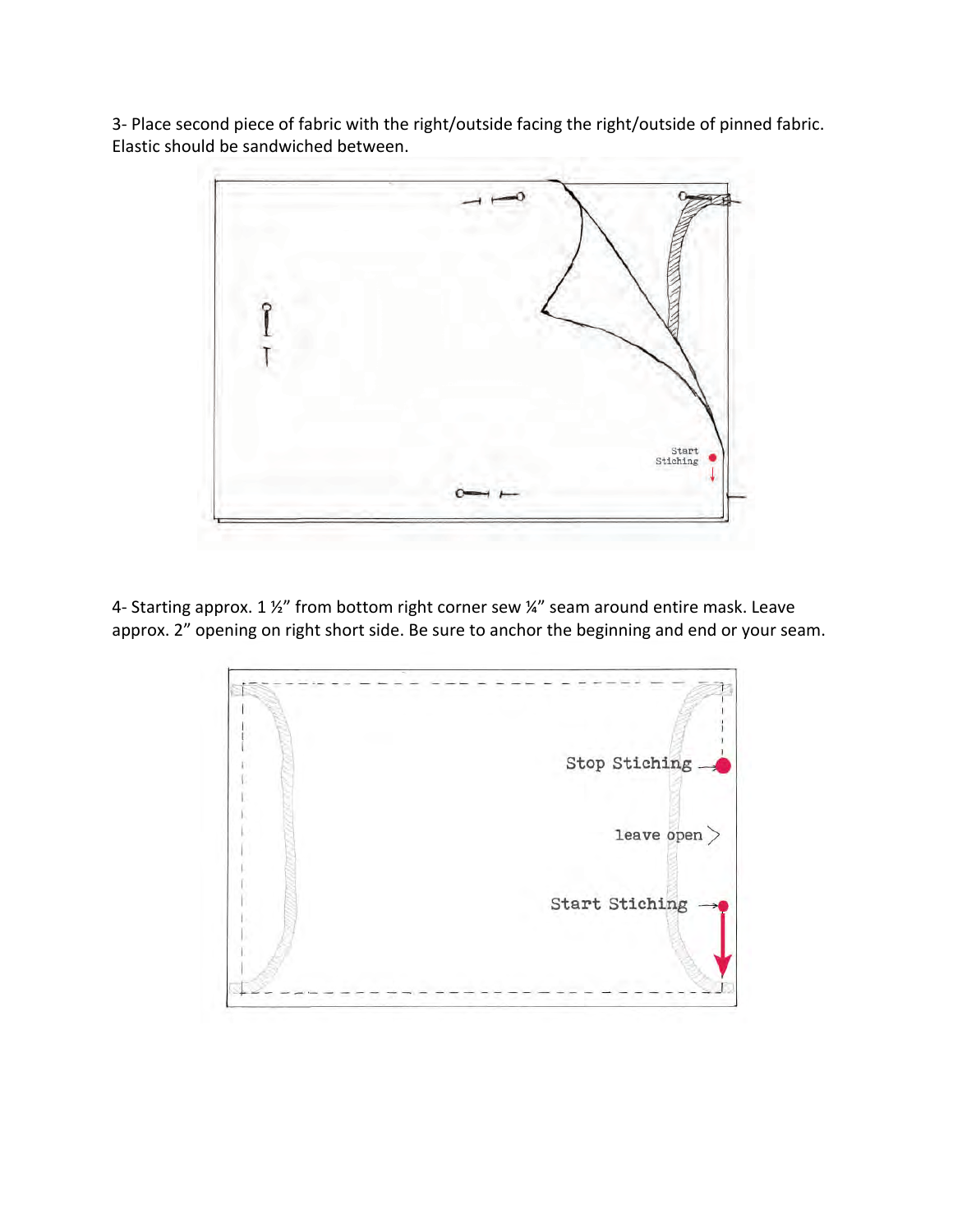3- Place second piece of fabric with the right/outside facing the right/outside of pinned fabric. Elastic should be sandwiched between.

4- Starting approx. 1 ½" from bottom right corner sew ¼" seam around entire mask. Leave approx. 2" opening on right short side. Be sure to anchor the beginning and end or your seam.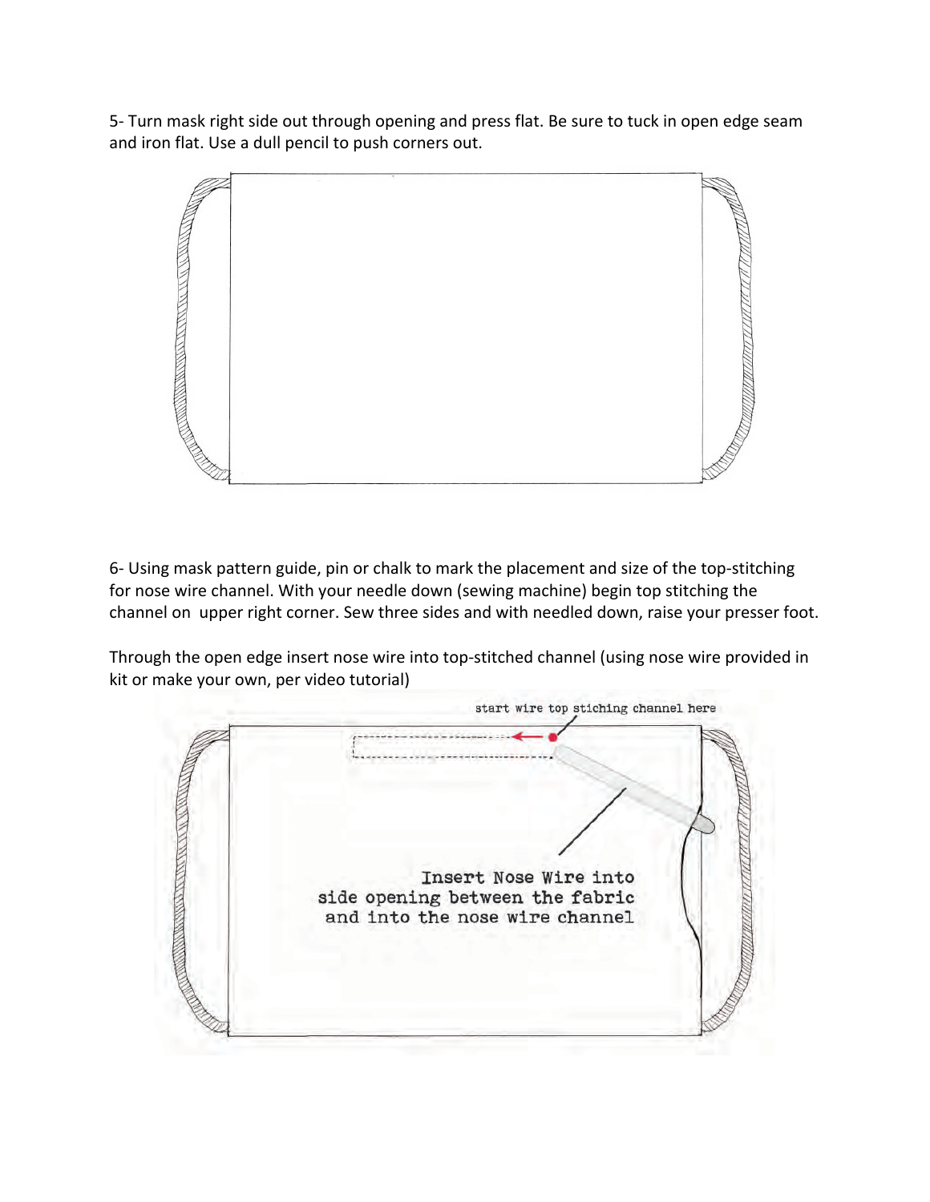5- Turn mask right side out through opening and press flat. Be sure to tuck in open edge seam and iron flat. Use a dull pencil to push corners out.

6- Using mask pattern guide, pin or chalk to mark the placement and size of the top-stitching for nose wire channel. With your needle down (sewing machine) begin top stitching the channel on  upper right corner. Sew three sides and with needled down, raise your presser foot.

Through the open edge insert nose wire into top-stitched channel (using nose wire provided in kit or make your own, per video tutorial)

start wire top stiching channel here

Insert Nose Wire into side opening between the fabric and into the nose wire channel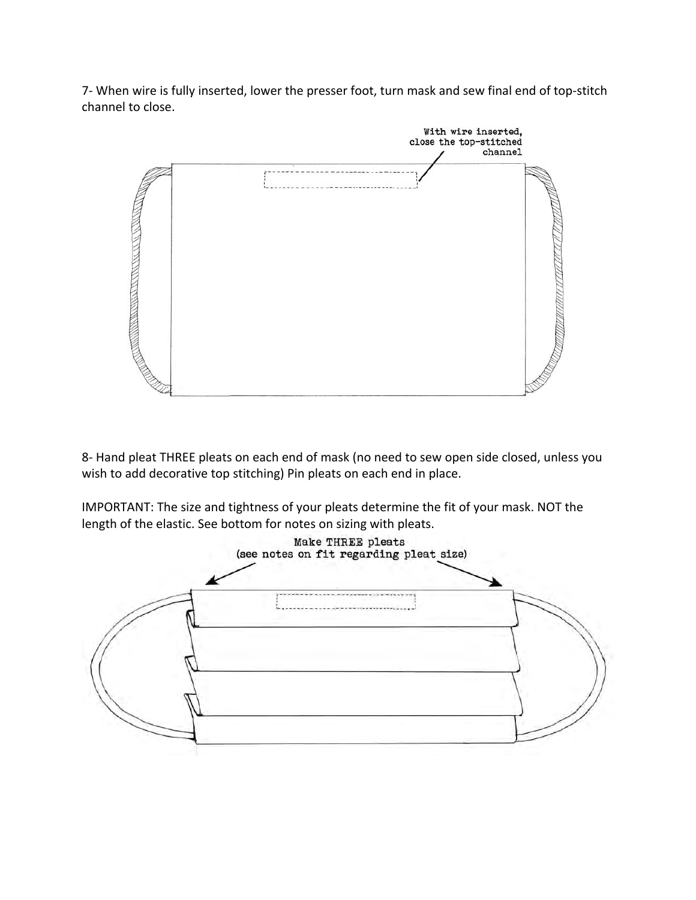7- When wire is fully inserted, lower the presser foot, turn mask and sew final end of top-stitch channel to close.

With wire inserted, close the top-stitched channel

8- Hand pleat THREE pleats on each end of mask (no need to sew open side closed, unless you wish to add decorative top stitching) Pin pleats on each end in place.

IMPORTANT: The size and tightness of your pleats determine the fit of your mask. NOT the length of the elastic. See bottom for notes on sizing with pleats.

Make THREE pleats (see notes on fit regarding pleat size)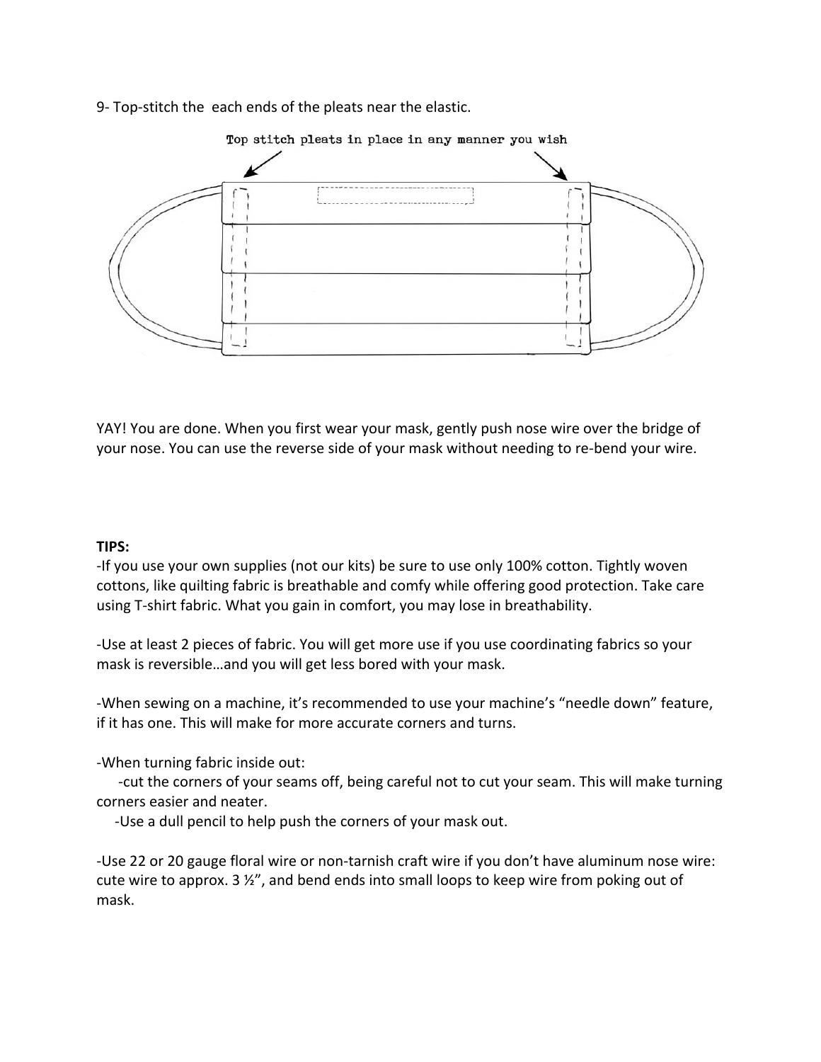9- Top-stitch the  each ends of the pleats near the elastic.

Top stitch pleats in place in any manner you wish

YAY! You are done. When you first wear your mask, gently push nose wire over the bridge of your nose. You can use the reverse side of your mask without needing to re-bend your wire.

**TIPS:**

-If you use your own supplies (not our kits) be sure to use only 100% cotton. Tightly woven cottons, like quilting fabric is breathable and comfy while offering good protection. Take care using T-shirt fabric. What you gain in comfort, you may lose in breathability.

-Use at least 2 pieces of fabric. You will get more use if you use coordinating fabrics so your mask is reversible…and you will get less bored with your mask.

-When sewing on a machine, it's recommended to use your machine's "needle down" feature, if it has one. This will make for more accurate corners and turns.

-When turning fabric inside out:
  -cut the corners of your seams off, being careful not to cut your seam. This will make turning corners easier and neater.
  -Use a dull pencil to help push the corners of your mask out.

-Use 22 or 20 gauge floral wire or non-tarnish craft wire if you don't have aluminum nose wire: cute wire to approx. 3 ½", and bend ends into small loops to keep wire from poking out of mask.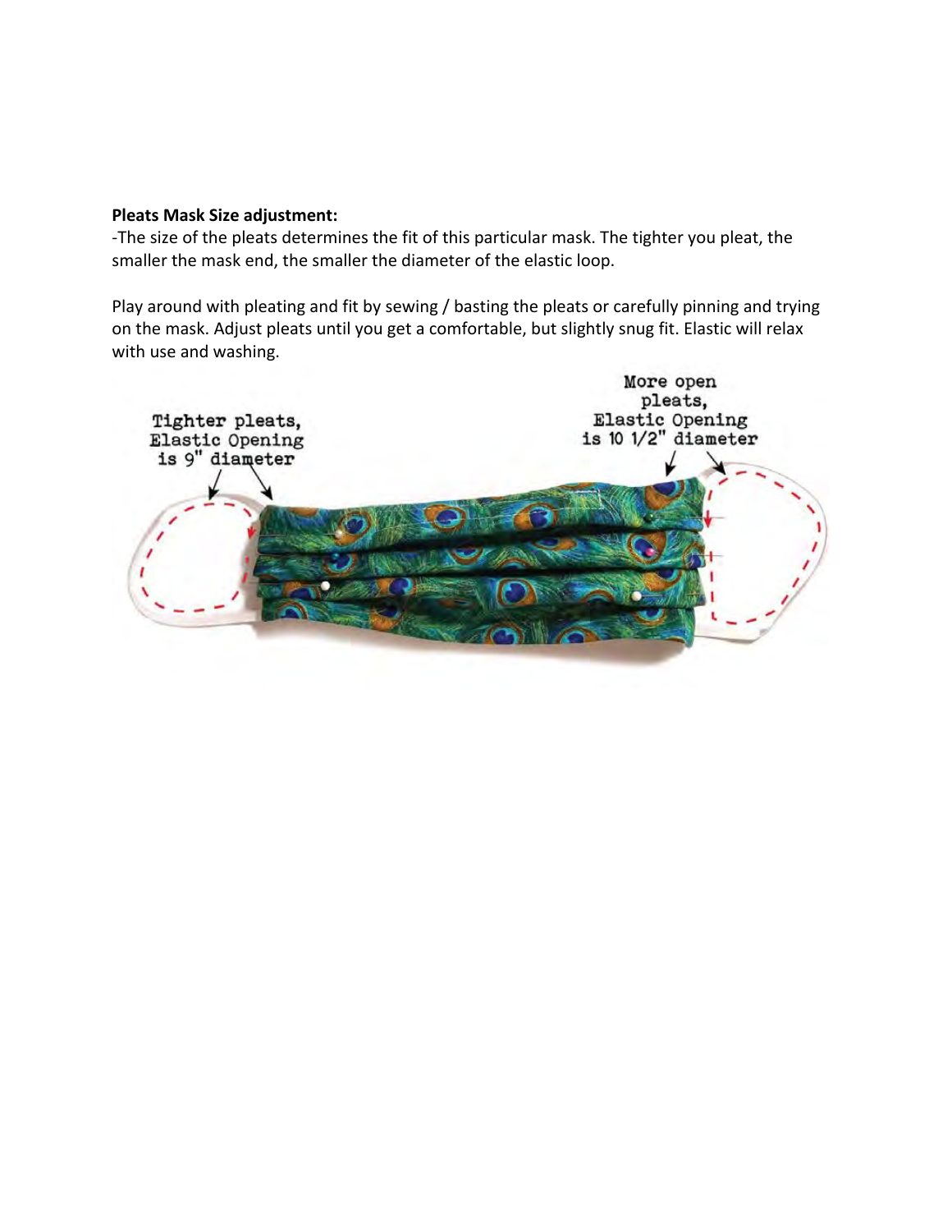**Pleats Mask Size adjustment:**

-The size of the pleats determines the fit of this particular mask. The tighter you pleat, the smaller the mask end, the smaller the diameter of the elastic loop.

Play around with pleating and fit by sewing / basting the pleats or carefully pinning and trying on the mask. Adjust pleats until you get a comfortable, but slightly snug fit. Elastic will relax with use and washing.

Tighter pleats, Elastic Opening is 9" diameter

More open pleats, Elastic Opening is 10 1/2" diameter